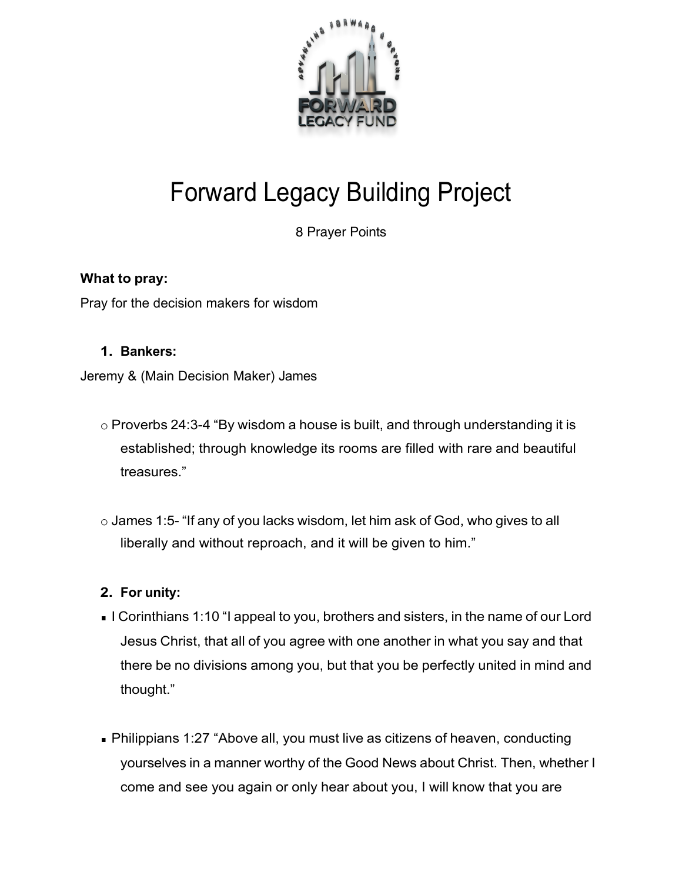# Forward Legacy Building Project

8 Prayer Points

**What to pray:**

Pray for the decision makers for wisdom

1. **Bankers:**

Jeremy & (Main Decision Maker) James

- Proverbs 24:3-4 "By wisdom a house is built, and through understanding it is established; through knowledge its rooms are filled with rare and beautiful treasures."

- James 1:5- "If any of you lacks wisdom, let him ask of God, who gives to all liberally and without reproach, and it will be given to him."

2. **For unity:**

- I Corinthians 1:10 "I appeal to you, brothers and sisters, in the name of our Lord Jesus Christ, that all of you agree with one another in what you say and that there be no divisions among you, but that you be perfectly united in mind and thought."

- Philippians 1:27 "Above all, you must live as citizens of heaven, conducting yourselves in a manner worthy of the Good News about Christ. Then, whether I come and see you again or only hear about you, I will know that you are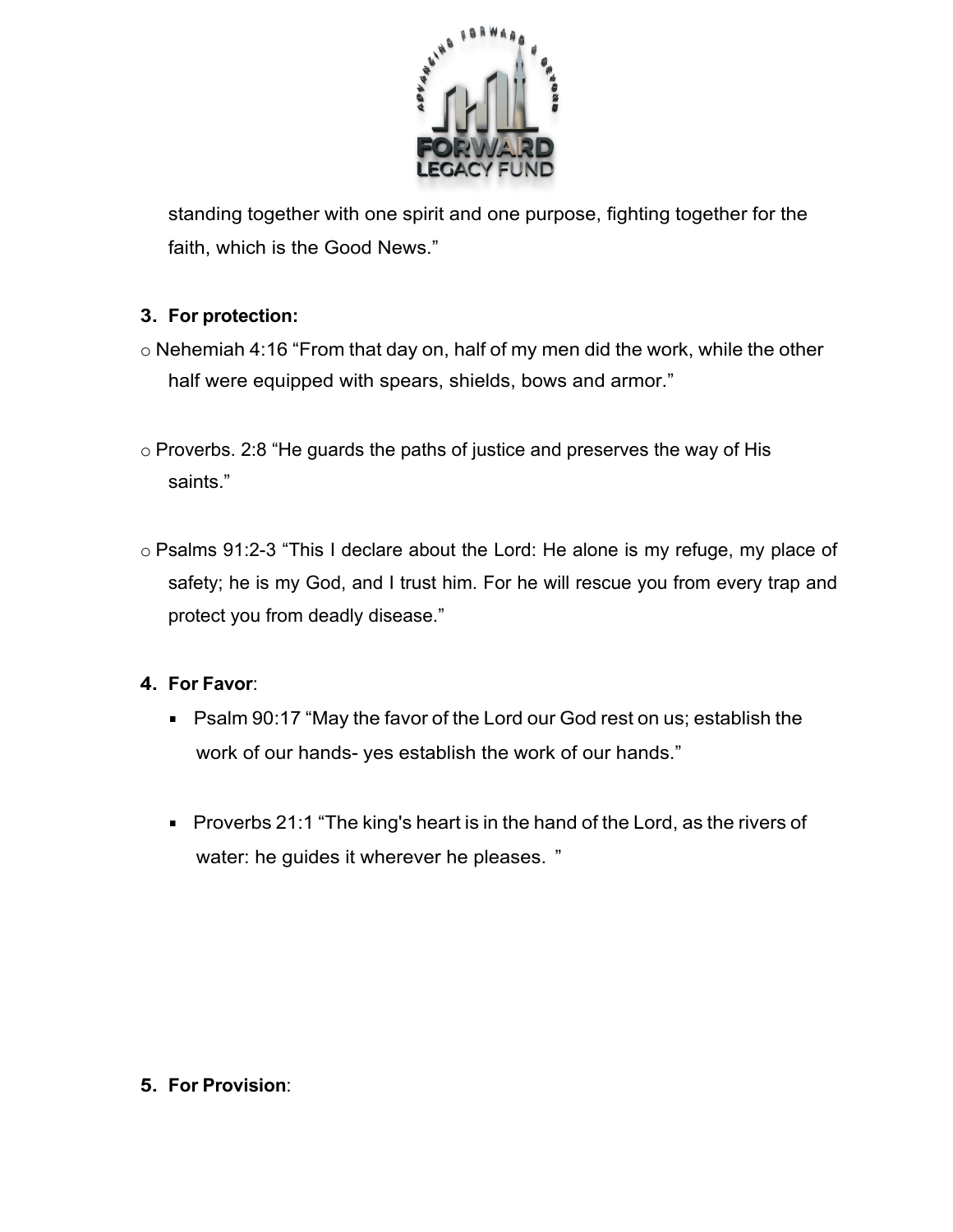standing together with one spirit and one purpose, fighting together for the faith, which is the Good News."

3. **For protection:**

- Nehemiah 4:16 "From that day on, half of my men did the work, while the other half were equipped with spears, shields, bows and armor."

- Proverbs. 2:8 "He guards the paths of justice and preserves the way of His saints."

- Psalms 91:2-3 "This I declare about the Lord: He alone is my refuge, my place of safety; he is my God, and I trust him. For he will rescue you from every trap and protect you from deadly disease."

4. **For Favor**:

   - Psalm 90:17 "May the favor of the Lord our God rest on us; establish the work of our hands- yes establish the work of our hands."

   - Proverbs 21:1 "The king's heart is in the hand of the Lord, as the rivers of water: he guides it wherever he pleases. "

5. **For Provision**: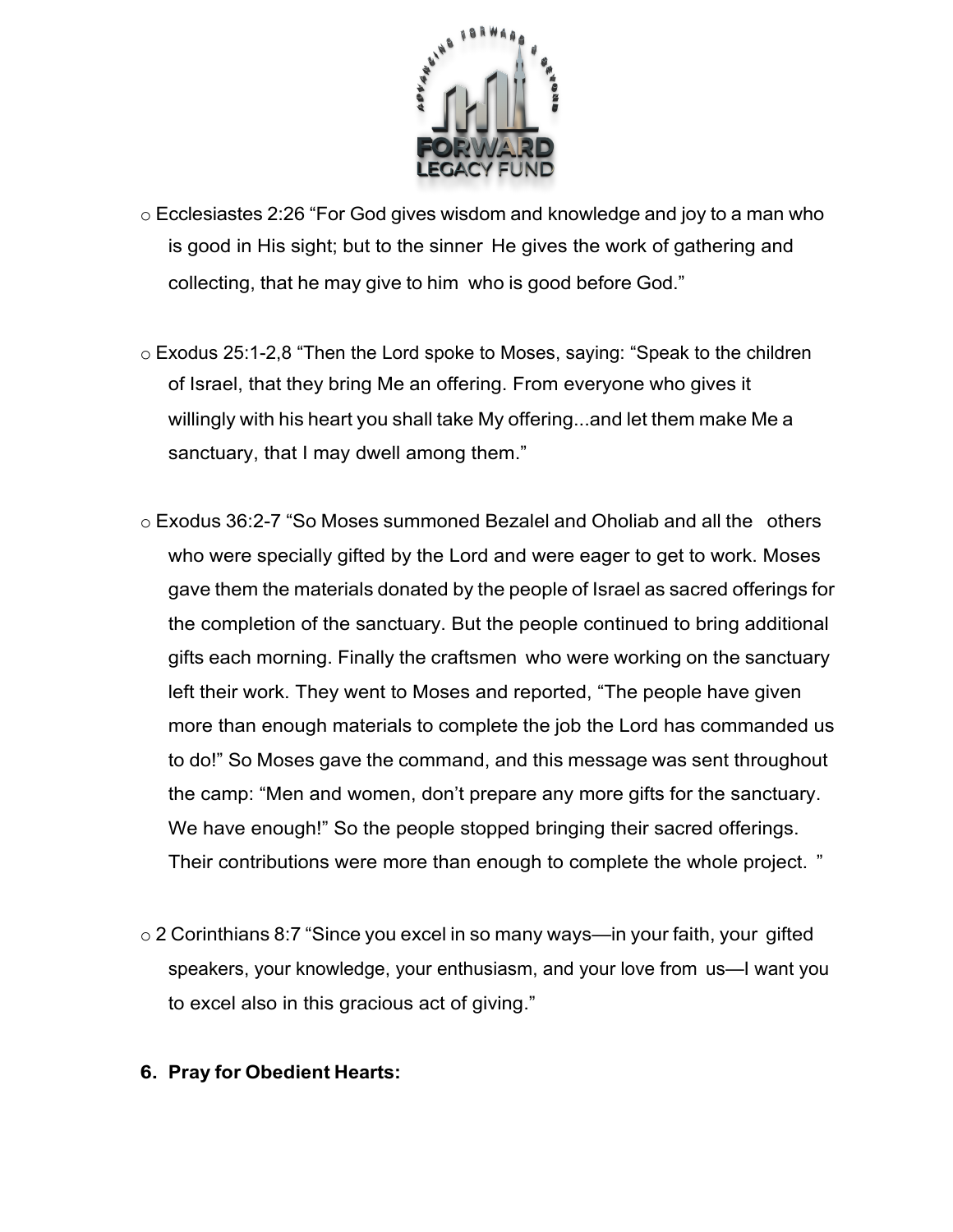- Ecclesiastes 2:26 “For God gives wisdom and knowledge and joy to a man who is good in His sight; but to the sinner He gives the work of gathering and collecting, that he may give to him who is good before God.”

- Exodus 25:1-2,8 “Then the Lord spoke to Moses, saying: “Speak to the children of Israel, that they bring Me an offering. From everyone who gives it willingly with his heart you shall take My offering...and let them make Me a sanctuary, that I may dwell among them.”

- Exodus 36:2-7 “So Moses summoned Bezalel and Oholiab and all the others who were specially gifted by the Lord and were eager to get to work. Moses gave them the materials donated by the people of Israel as sacred offerings for the completion of the sanctuary. But the people continued to bring additional gifts each morning. Finally the craftsmen who were working on the sanctuary left their work. They went to Moses and reported, “The people have given more than enough materials to complete the job the Lord has commanded us to do!” So Moses gave the command, and this message was sent throughout the camp: “Men and women, don’t prepare any more gifts for the sanctuary. We have enough!” So the people stopped bringing their sacred offerings. Their contributions were more than enough to complete the whole project. ”

- 2 Corinthians 8:7 “Since you excel in so many ways—in your faith, your gifted speakers, your knowledge, your enthusiasm, and your love from us—I want you to excel also in this gracious act of giving.”

6. **Pray for Obedient Hearts:**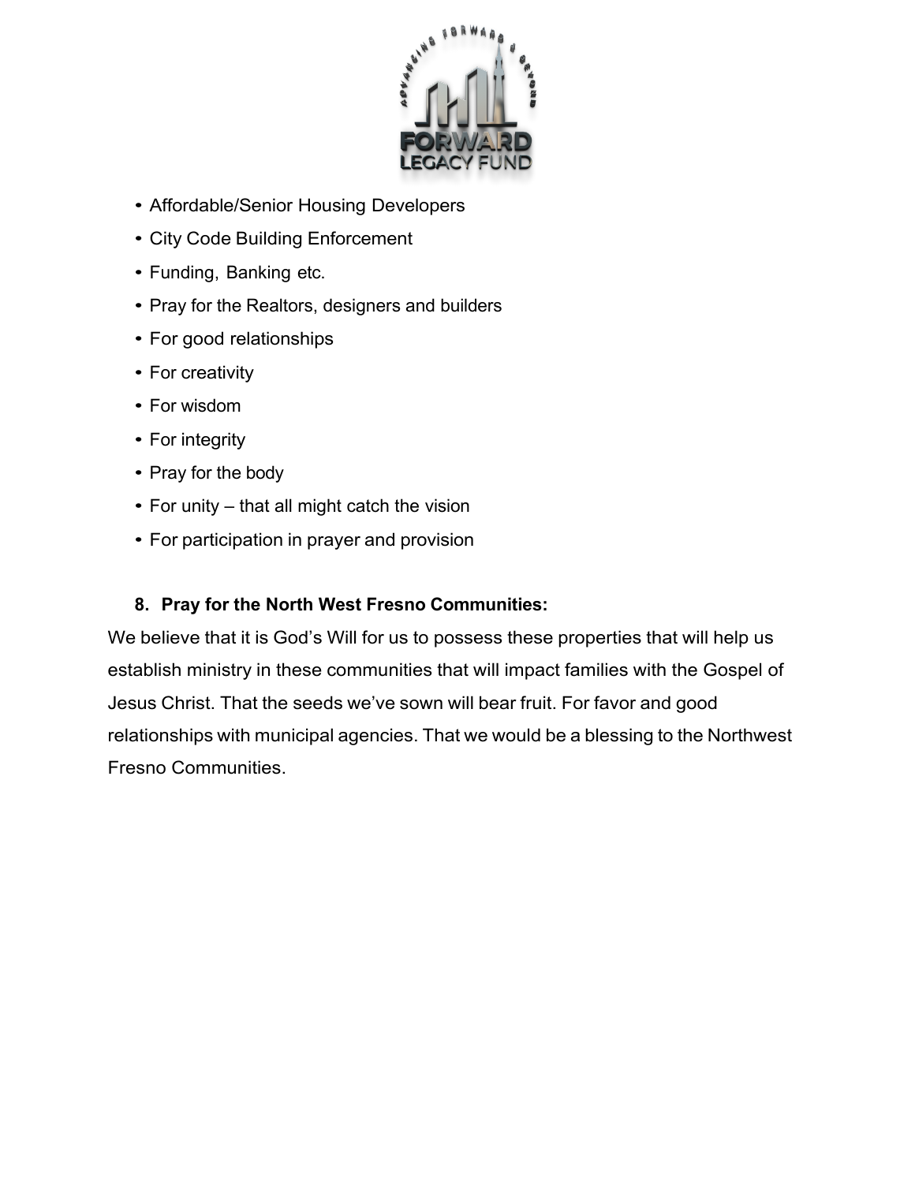- Affordable/Senior Housing Developers
- City Code Building Enforcement
- Funding, Banking etc.
- Pray for the Realtors, designers and builders
- For good relationships
- For creativity
- For wisdom
- For integrity
- Pray for the body
- For unity – that all might catch the vision
- For participation in prayer and provision

8. **Pray for the North West Fresno Communities:**

We believe that it is God's Will for us to possess these properties that will help us establish ministry in these communities that will impact families with the Gospel of Jesus Christ. That the seeds we've sown will bear fruit. For favor and good relationships with municipal agencies. That we would be a blessing to the Northwest Fresno Communities.